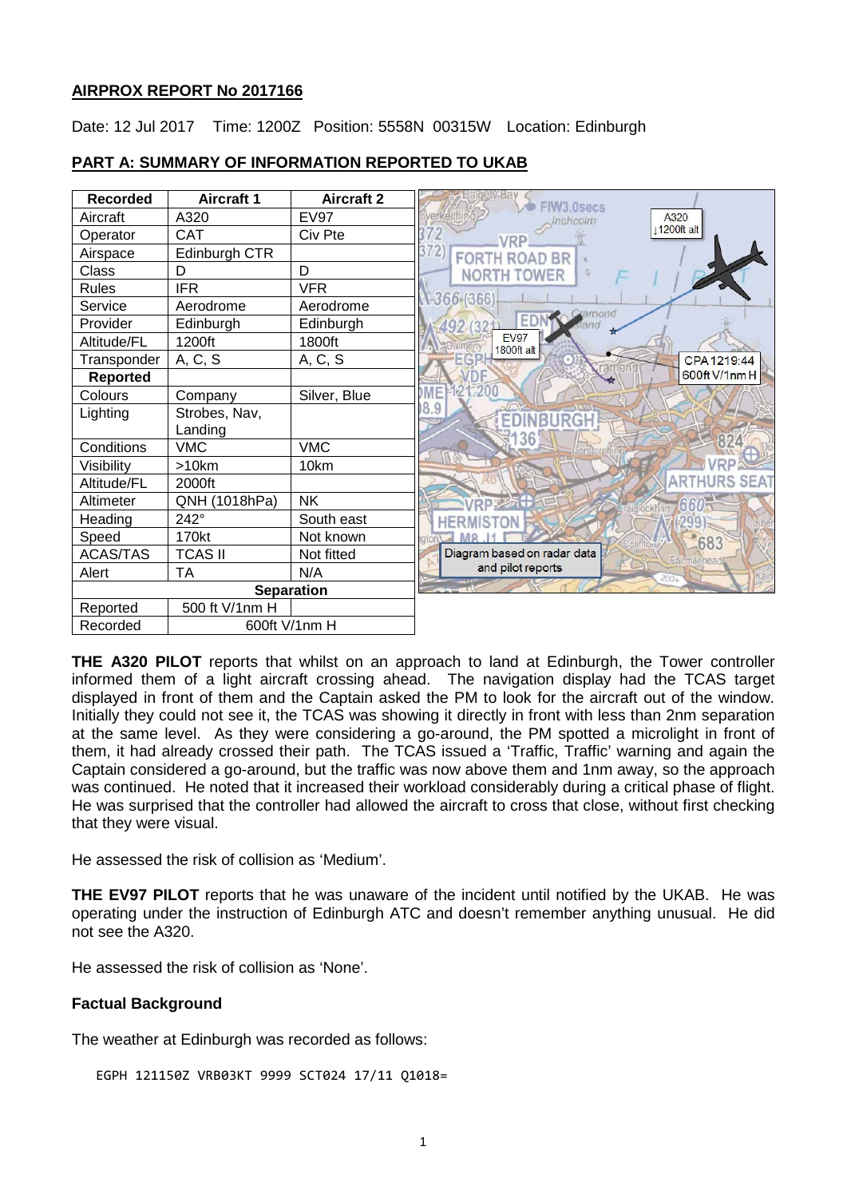# AIRPROX REPORT No 2017166

Date: 12 Jul 2017 Time: 1200Z Position: 5558N 00315W Location: Edinburgh

## PART A: SUMMARY OF INFORMATION REPORTED TO UKAB

| Recorded | Aircraft 1 | Aircraft 2 |
|---|---|---|
| Aircraft | A320 | EV97 |
| Operator | CAT | Civ Pte |
| Airspace | Edinburgh CTR | |
| Class | D | D |
| Rules | IFR | VFR |
| Service | Aerodrome | Aerodrome |
| Provider | Edinburgh | Edinburgh |
| Altitude/FL | 1200ft | 1800ft |
| Transponder | A, C, S | A, C, S |
| **Reported** | | |
| Colours | Company | Silver, Blue |
| Lighting | Strobes, Nav, Landing | |
| Conditions | VMC | VMC |
| Visibility | >10km | 10km |
| Altitude/FL | 2000ft | |
| Altimeter | QNH (1018hPa) | NK |
| Heading | 242° | South east |
| Speed | 170kt | Not known |
| ACAS/TAS | TCAS II | Not fitted |
| Alert | TA | N/A |
| **Separation** | | |
| Reported | 500 ft V/1nm H | |
| Recorded | 600ft V/1nm H | |

Diagram based on radar data and pilot reports

**THE A320 PILOT** reports that whilst on an approach to land at Edinburgh, the Tower controller informed them of a light aircraft crossing ahead. The navigation display had the TCAS target displayed in front of them and the Captain asked the PM to look for the aircraft out of the window. Initially they could not see it, the TCAS was showing it directly in front with less than 2nm separation at the same level. As they were considering a go-around, the PM spotted a microlight in front of them, it had already crossed their path. The TCAS issued a 'Traffic, Traffic' warning and again the Captain considered a go-around, but the traffic was now above them and 1nm away, so the approach was continued. He noted that it increased their workload considerably during a critical phase of flight. He was surprised that the controller had allowed the aircraft to cross that close, without first checking that they were visual.

He assessed the risk of collision as 'Medium'.

**THE EV97 PILOT** reports that he was unaware of the incident until notified by the UKAB. He was operating under the instruction of Edinburgh ATC and doesn't remember anything unusual. He did not see the A320.

He assessed the risk of collision as 'None'.

### Factual Background

The weather at Edinburgh was recorded as follows:

```
EGPH 121150Z VRB03KT 9999 SCT024 17/11 Q1018=
```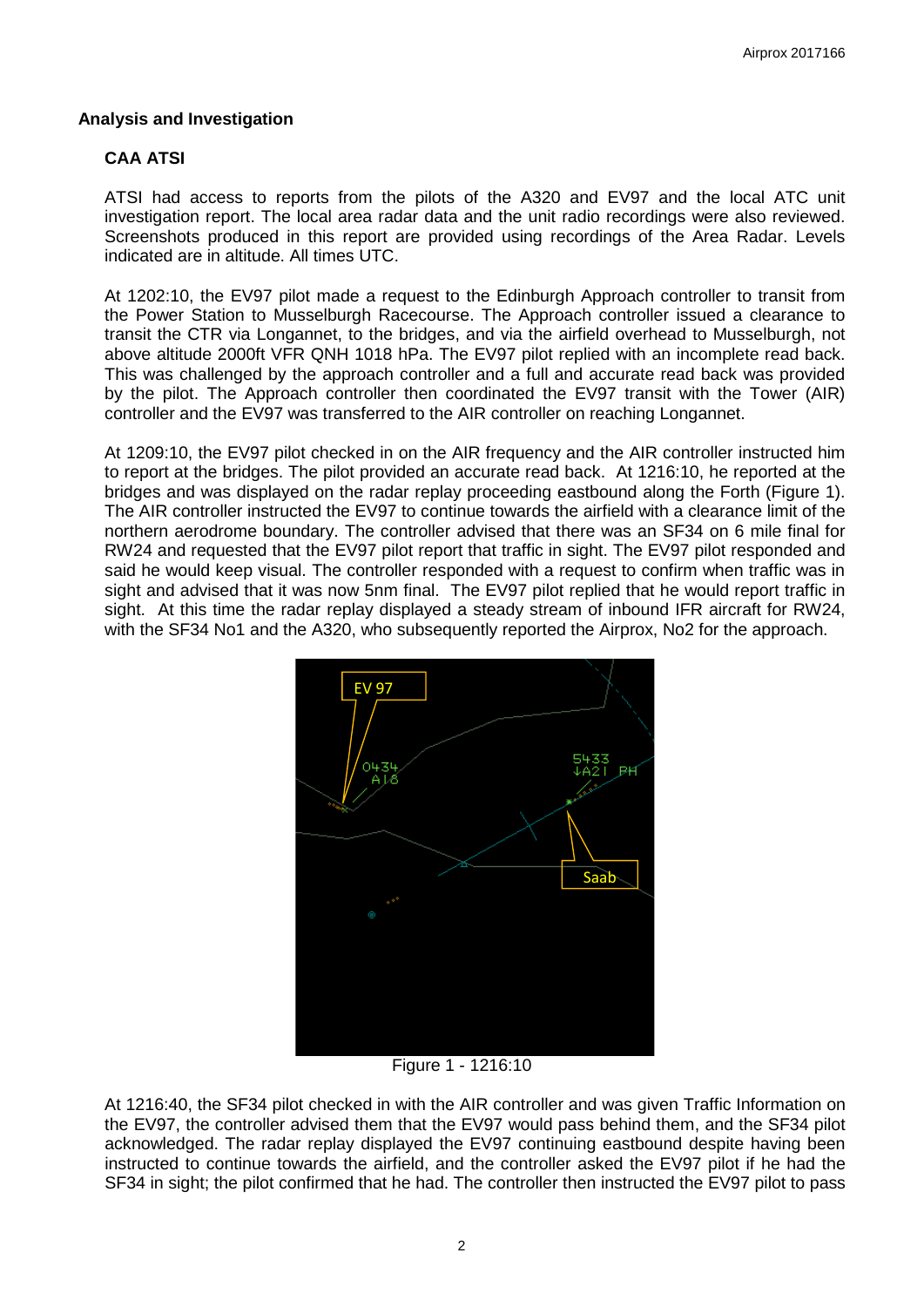## Analysis and Investigation

### CAA ATSI

ATSI had access to reports from the pilots of the A320 and EV97 and the local ATC unit investigation report. The local area radar data and the unit radio recordings were also reviewed. Screenshots produced in this report are provided using recordings of the Area Radar. Levels indicated are in altitude. All times UTC.

At 1202:10, the EV97 pilot made a request to the Edinburgh Approach controller to transit from the Power Station to Musselburgh Racecourse. The Approach controller issued a clearance to transit the CTR via Longannet, to the bridges, and via the airfield overhead to Musselburgh, not above altitude 2000ft VFR QNH 1018 hPa. The EV97 pilot replied with an incomplete read back. This was challenged by the approach controller and a full and accurate read back was provided by the pilot. The Approach controller then coordinated the EV97 transit with the Tower (AIR) controller and the EV97 was transferred to the AIR controller on reaching Longannet.

At 1209:10, the EV97 pilot checked in on the AIR frequency and the AIR controller instructed him to report at the bridges. The pilot provided an accurate read back. At 1216:10, he reported at the bridges and was displayed on the radar replay proceeding eastbound along the Forth (Figure 1). The AIR controller instructed the EV97 to continue towards the airfield with a clearance limit of the northern aerodrome boundary. The controller advised that there was an SF34 on 6 mile final for RW24 and requested that the EV97 pilot report that traffic in sight. The EV97 pilot responded and said he would keep visual. The controller responded with a request to confirm when traffic was in sight and advised that it was now 5nm final. The EV97 pilot replied that he would report traffic in sight. At this time the radar replay displayed a steady stream of inbound IFR aircraft for RW24, with the SF34 No1 and the A320, who subsequently reported the Airprox, No2 for the approach.

Figure 1 - 1216:10

At 1216:40, the SF34 pilot checked in with the AIR controller and was given Traffic Information on the EV97, the controller advised them that the EV97 would pass behind them, and the SF34 pilot acknowledged. The radar replay displayed the EV97 continuing eastbound despite having been instructed to continue towards the airfield, and the controller asked the EV97 pilot if he had the SF34 in sight; the pilot confirmed that he had. The controller then instructed the EV97 pilot to pass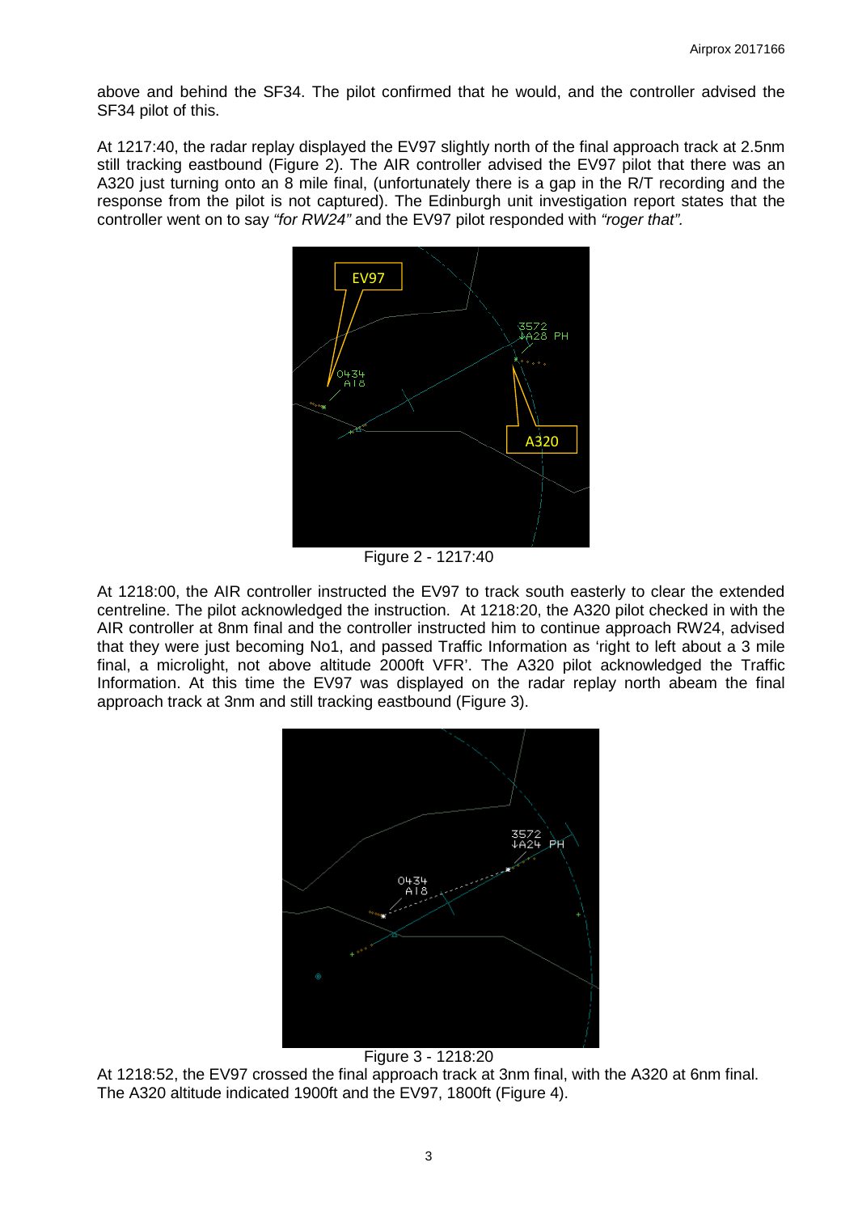above and behind the SF34. The pilot confirmed that he would, and the controller advised the SF34 pilot of this.

At 1217:40, the radar replay displayed the EV97 slightly north of the final approach track at 2.5nm still tracking eastbound (Figure 2). The AIR controller advised the EV97 pilot that there was an A320 just turning onto an 8 mile final, (unfortunately there is a gap in the R/T recording and the response from the pilot is not captured). The Edinburgh unit investigation report states that the controller went on to say *"for RW24"* and the EV97 pilot responded with *"roger that".*

Figure 2 - 1217:40

At 1218:00, the AIR controller instructed the EV97 to track south easterly to clear the extended centreline. The pilot acknowledged the instruction. At 1218:20, the A320 pilot checked in with the AIR controller at 8nm final and the controller instructed him to continue approach RW24, advised that they were just becoming No1, and passed Traffic Information as 'right to left about a 3 mile final, a microlight, not above altitude 2000ft VFR'. The A320 pilot acknowledged the Traffic Information. At this time the EV97 was displayed on the radar replay north abeam the final approach track at 3nm and still tracking eastbound (Figure 3).

Figure 3 - 1218:20

At 1218:52, the EV97 crossed the final approach track at 3nm final, with the A320 at 6nm final. The A320 altitude indicated 1900ft and the EV97, 1800ft (Figure 4).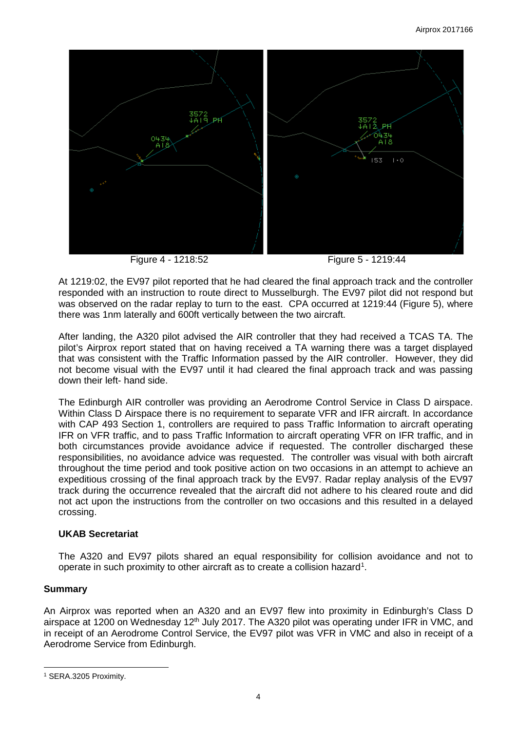Figure 4 - 1218:52

Figure 5 - 1219:44

At 1219:02, the EV97 pilot reported that he had cleared the final approach track and the controller responded with an instruction to route direct to Musselburgh. The EV97 pilot did not respond but was observed on the radar replay to turn to the east. CPA occurred at 1219:44 (Figure 5), where there was 1nm laterally and 600ft vertically between the two aircraft.

After landing, the A320 pilot advised the AIR controller that they had received a TCAS TA. The pilot's Airprox report stated that on having received a TA warning there was a target displayed that was consistent with the Traffic Information passed by the AIR controller. However, they did not become visual with the EV97 until it had cleared the final approach track and was passing down their left- hand side.

The Edinburgh AIR controller was providing an Aerodrome Control Service in Class D airspace. Within Class D Airspace there is no requirement to separate VFR and IFR aircraft. In accordance with CAP 493 Section 1, controllers are required to pass Traffic Information to aircraft operating IFR on VFR traffic, and to pass Traffic Information to aircraft operating VFR on IFR traffic, and in both circumstances provide avoidance advice if requested. The controller discharged these responsibilities, no avoidance advice was requested. The controller was visual with both aircraft throughout the time period and took positive action on two occasions in an attempt to achieve an expeditious crossing of the final approach track by the EV97. Radar replay analysis of the EV97 track during the occurrence revealed that the aircraft did not adhere to his cleared route and did not act upon the instructions from the controller on two occasions and this resulted in a delayed crossing.

### UKAB Secretariat

The A320 and EV97 pilots shared an equal responsibility for collision avoidance and not to operate in such proximity to other aircraft as to create a collision hazard[1].

## Summary

An Airprox was reported when an A320 and an EV97 flew into proximity in Edinburgh's Class D airspace at 1200 on Wednesday 12th July 2017. The A320 pilot was operating under IFR in VMC, and in receipt of an Aerodrome Control Service, the EV97 pilot was VFR in VMC and also in receipt of a Aerodrome Service from Edinburgh.

[1] SERA.3205 Proximity.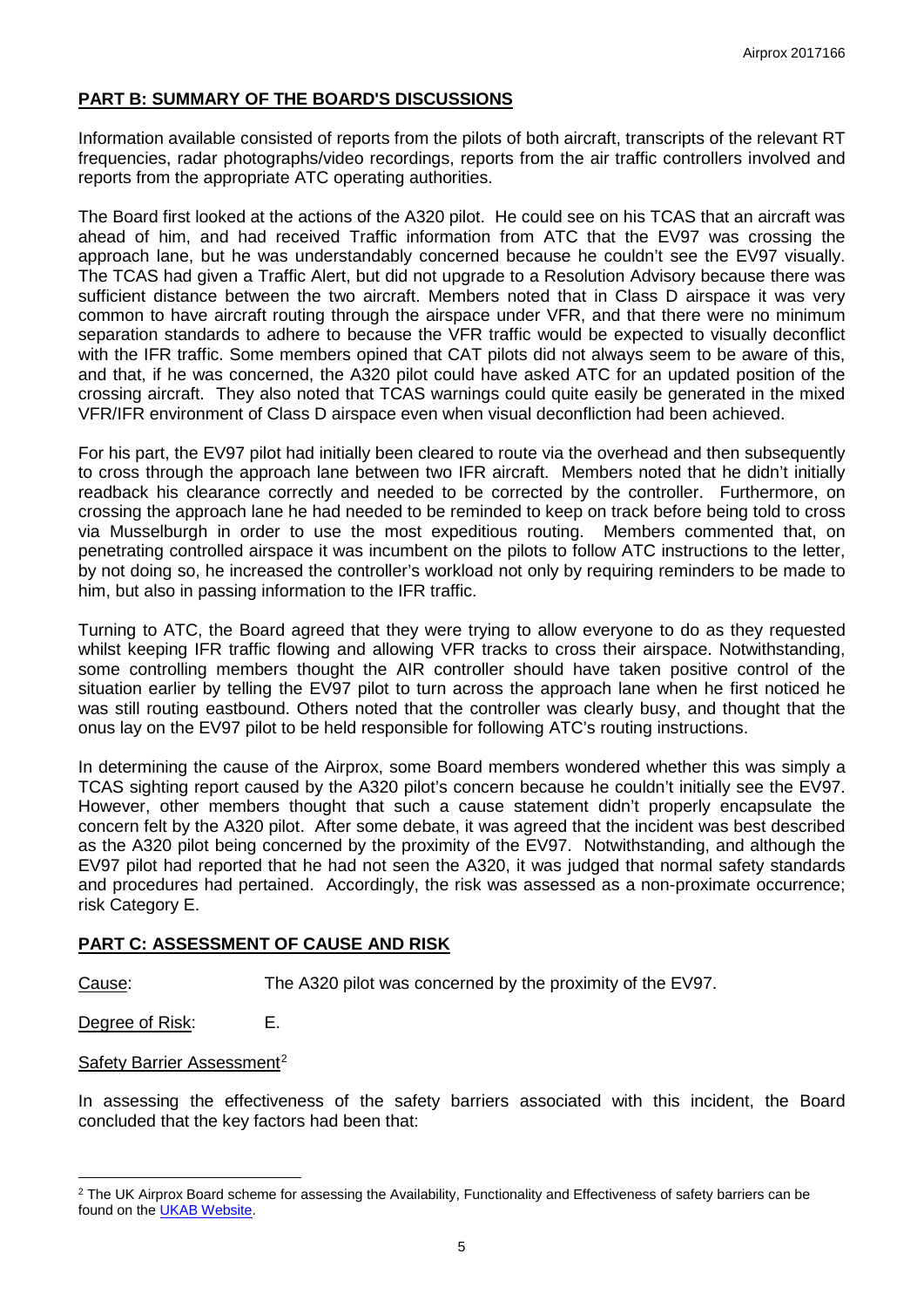## PART B: SUMMARY OF THE BOARD'S DISCUSSIONS

Information available consisted of reports from the pilots of both aircraft, transcripts of the relevant RT frequencies, radar photographs/video recordings, reports from the air traffic controllers involved and reports from the appropriate ATC operating authorities.

The Board first looked at the actions of the A320 pilot. He could see on his TCAS that an aircraft was ahead of him, and had received Traffic information from ATC that the EV97 was crossing the approach lane, but he was understandably concerned because he couldn't see the EV97 visually. The TCAS had given a Traffic Alert, but did not upgrade to a Resolution Advisory because there was sufficient distance between the two aircraft. Members noted that in Class D airspace it was very common to have aircraft routing through the airspace under VFR, and that there were no minimum separation standards to adhere to because the VFR traffic would be expected to visually deconflict with the IFR traffic. Some members opined that CAT pilots did not always seem to be aware of this, and that, if he was concerned, the A320 pilot could have asked ATC for an updated position of the crossing aircraft. They also noted that TCAS warnings could quite easily be generated in the mixed VFR/IFR environment of Class D airspace even when visual deconfliction had been achieved.

For his part, the EV97 pilot had initially been cleared to route via the overhead and then subsequently to cross through the approach lane between two IFR aircraft. Members noted that he didn't initially readback his clearance correctly and needed to be corrected by the controller. Furthermore, on crossing the approach lane he had needed to be reminded to keep on track before being told to cross via Musselburgh in order to use the most expeditious routing. Members commented that, on penetrating controlled airspace it was incumbent on the pilots to follow ATC instructions to the letter, by not doing so, he increased the controller's workload not only by requiring reminders to be made to him, but also in passing information to the IFR traffic.

Turning to ATC, the Board agreed that they were trying to allow everyone to do as they requested whilst keeping IFR traffic flowing and allowing VFR tracks to cross their airspace. Notwithstanding, some controlling members thought the AIR controller should have taken positive control of the situation earlier by telling the EV97 pilot to turn across the approach lane when he first noticed he was still routing eastbound. Others noted that the controller was clearly busy, and thought that the onus lay on the EV97 pilot to be held responsible for following ATC's routing instructions.

In determining the cause of the Airprox, some Board members wondered whether this was simply a TCAS sighting report caused by the A320 pilot's concern because he couldn't initially see the EV97. However, other members thought that such a cause statement didn't properly encapsulate the concern felt by the A320 pilot. After some debate, it was agreed that the incident was best described as the A320 pilot being concerned by the proximity of the EV97. Notwithstanding, and although the EV97 pilot had reported that he had not seen the A320, it was judged that normal safety standards and procedures had pertained. Accordingly, the risk was assessed as a non-proximate occurrence; risk Category E.

## PART C: ASSESSMENT OF CAUSE AND RISK

Cause: The A320 pilot was concerned by the proximity of the EV97.

Degree of Risk: E.

Safety Barrier Assessment[2]

In assessing the effectiveness of the safety barriers associated with this incident, the Board concluded that the key factors had been that:

[2] The UK Airprox Board scheme for assessing the Availability, Functionality and Effectiveness of safety barriers can be found on the UKAB Website.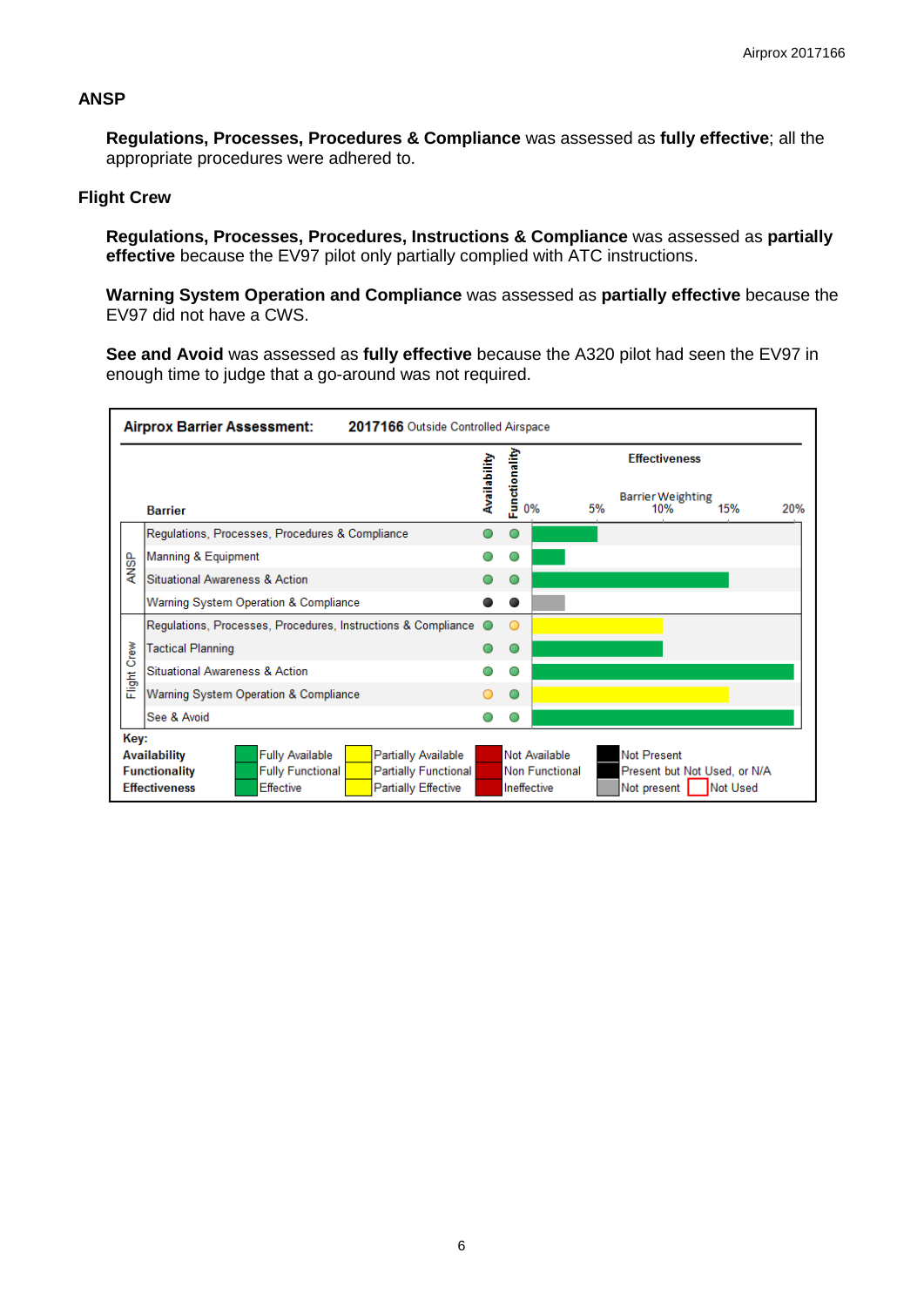## ANSP

**Regulations, Processes, Procedures & Compliance** was assessed as **fully effective**; all the appropriate procedures were adhered to.

## Flight Crew

**Regulations, Processes, Procedures, Instructions & Compliance** was assessed as **partially effective** because the EV97 pilot only partially complied with ATC instructions.

**Warning System Operation and Compliance** was assessed as **partially effective** because the EV97 did not have a CWS.

**See and Avoid** was assessed as **fully effective** because the A320 pilot had seen the EV97 in enough time to judge that a go-around was not required.

**Airprox Barrier Assessment:** **2017166** Outside Controlled Airspace

Barrier
Availability
Functionality
Effectiveness
Barrier Weighting
0%
5%
10%
15%
20%

ANSP
Regulations, Processes, Procedures & Compliance
Manning & Equipment
Situational Awareness & Action
Warning System Operation & Compliance

Flight Crew
Regulations, Processes, Procedures, Instructions & Compliance
Tactical Planning
Situational Awareness & Action
Warning System Operation & Compliance
See & Avoid

Key:
Availability: Fully Available, Partially Available, Not Available, Not Present
Functionality: Fully Functional, Partially Functional, Non Functional, Present but Not Used, or N/A
Effectiveness: Effective, Partially Effective, Ineffective, Not present, Not Used